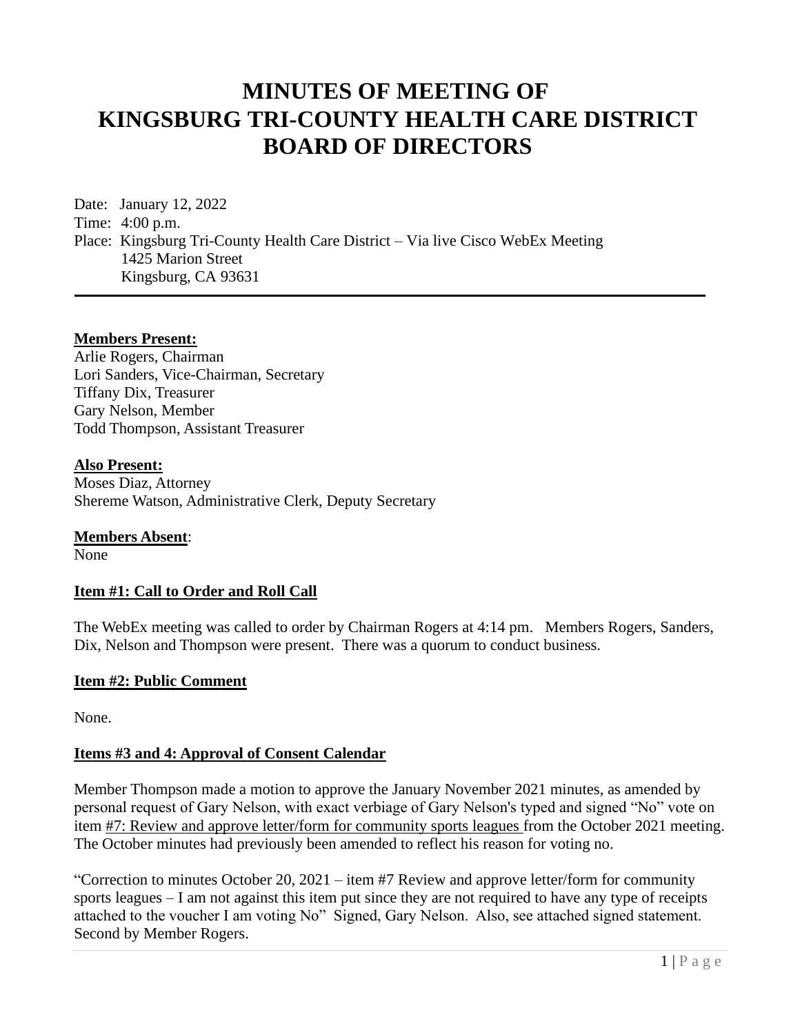# MINUTES OF MEETING OF KINGSBURG TRI-COUNTY HEALTH CARE DISTRICT BOARD OF DIRECTORS

Date: January 12, 2022
Time: 4:00 p.m.
Place: Kingsburg Tri-County Health Care District – Via live Cisco WebEx Meeting
1425 Marion Street
Kingsburg, CA 93631

---

**Members Present:**
Arlie Rogers, Chairman
Lori Sanders, Vice-Chairman, Secretary
Tiffany Dix, Treasurer
Gary Nelson, Member
Todd Thompson, Assistant Treasurer

**Also Present:**
Moses Diaz, Attorney
Shereme Watson, Administrative Clerk, Deputy Secretary

**Members Absent**:
None

**Item #1: Call to Order and Roll Call**

The WebEx meeting was called to order by Chairman Rogers at 4:14 pm. Members Rogers, Sanders, Dix, Nelson and Thompson were present. There was a quorum to conduct business.

**Item #2: Public Comment**

None.

**Items #3 and 4: Approval of Consent Calendar**

Member Thompson made a motion to approve the January November 2021 minutes, as amended by personal request of Gary Nelson, with exact verbiage of Gary Nelson's typed and signed "No" vote on item #7: Review and approve letter/form for community sports leagues from the October 2021 meeting. The October minutes had previously been amended to reflect his reason for voting no.

"Correction to minutes October 20, 2021 – item #7 Review and approve letter/form for community sports leagues – I am not against this item put since they are not required to have any type of receipts attached to the voucher I am voting No" Signed, Gary Nelson. Also, see attached signed statement. Second by Member Rogers.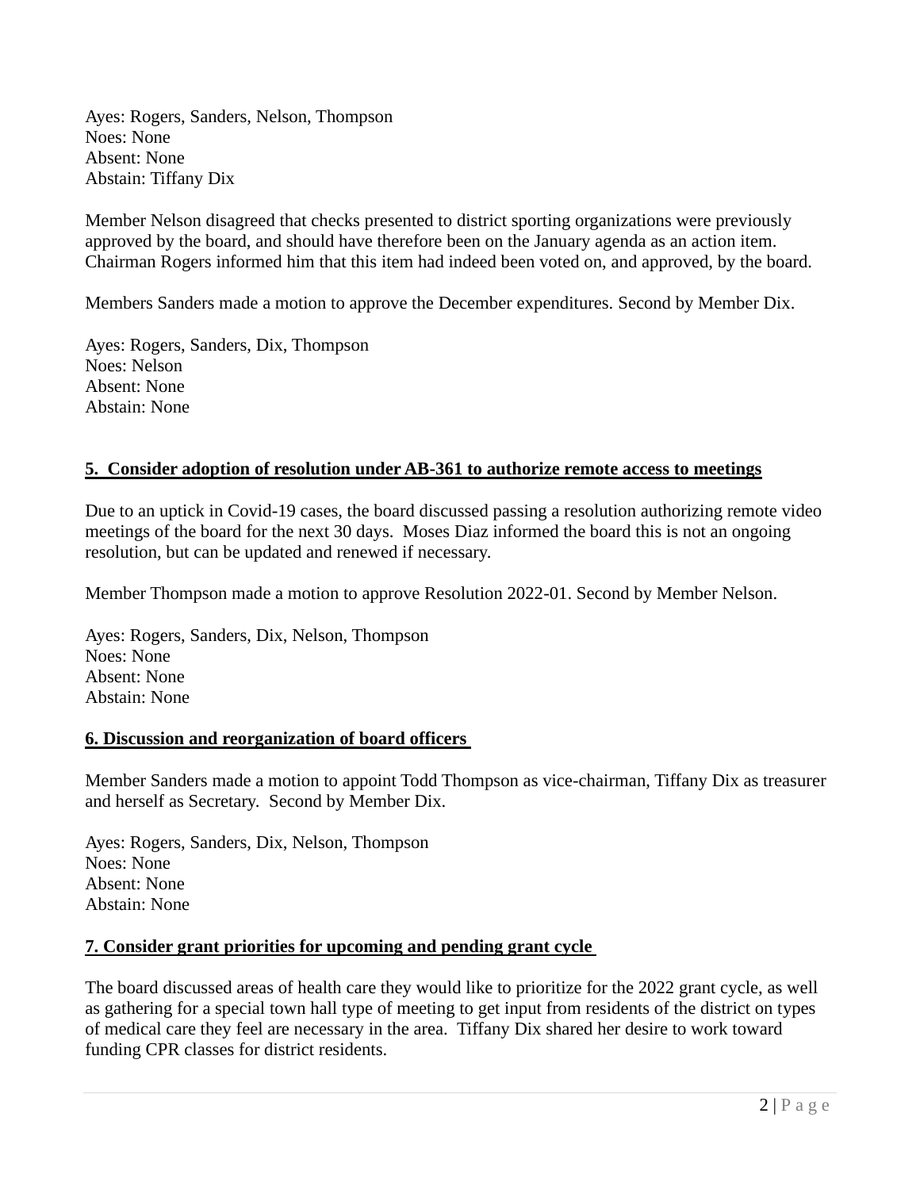Ayes: Rogers, Sanders, Nelson, Thompson
Noes: None
Absent: None
Abstain: Tiffany Dix

Member Nelson disagreed that checks presented to district sporting organizations were previously approved by the board, and should have therefore been on the January agenda as an action item. Chairman Rogers informed him that this item had indeed been voted on, and approved, by the board.

Members Sanders made a motion to approve the December expenditures. Second by Member Dix.

Ayes: Rogers, Sanders, Dix, Thompson
Noes: Nelson
Absent: None
Abstain: None

**<u>5. Consider adoption of resolution under AB-361 to authorize remote access to meetings</u>**

Due to an uptick in Covid-19 cases, the board discussed passing a resolution authorizing remote video meetings of the board for the next 30 days. Moses Diaz informed the board this is not an ongoing resolution, but can be updated and renewed if necessary.

Member Thompson made a motion to approve Resolution 2022-01. Second by Member Nelson.

Ayes: Rogers, Sanders, Dix, Nelson, Thompson
Noes: None
Absent: None
Abstain: None

**<u>6. Discussion and reorganization of board officers</u>**

Member Sanders made a motion to appoint Todd Thompson as vice-chairman, Tiffany Dix as treasurer and herself as Secretary. Second by Member Dix.

Ayes: Rogers, Sanders, Dix, Nelson, Thompson
Noes: None
Absent: None
Abstain: None

**<u>7. Consider grant priorities for upcoming and pending grant cycle</u>**

The board discussed areas of health care they would like to prioritize for the 2022 grant cycle, as well as gathering for a special town hall type of meeting to get input from residents of the district on types of medical care they feel are necessary in the area. Tiffany Dix shared her desire to work toward funding CPR classes for district residents.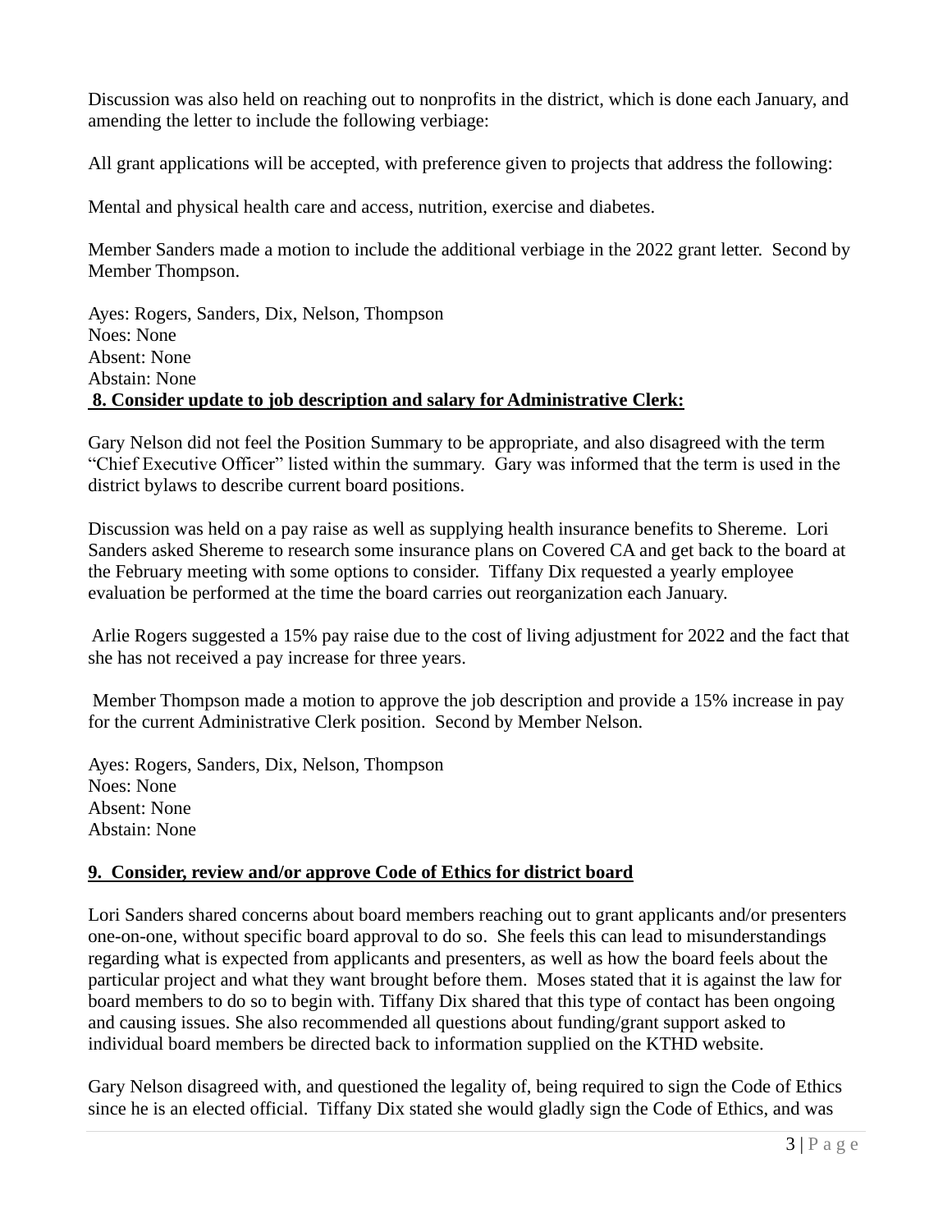Discussion was also held on reaching out to nonprofits in the district, which is done each January, and amending the letter to include the following verbiage:

All grant applications will be accepted, with preference given to projects that address the following:

Mental and physical health care and access, nutrition, exercise and diabetes.

Member Sanders made a motion to include the additional verbiage in the 2022 grant letter. Second by Member Thompson.

Ayes: Rogers, Sanders, Dix, Nelson, Thompson
Noes: None
Absent: None
Abstain: None

**8. Consider update to job description and salary for Administrative Clerk:**

Gary Nelson did not feel the Position Summary to be appropriate, and also disagreed with the term "Chief Executive Officer" listed within the summary. Gary was informed that the term is used in the district bylaws to describe current board positions.

Discussion was held on a pay raise as well as supplying health insurance benefits to Shereme. Lori Sanders asked Shereme to research some insurance plans on Covered CA and get back to the board at the February meeting with some options to consider. Tiffany Dix requested a yearly employee evaluation be performed at the time the board carries out reorganization each January.

Arlie Rogers suggested a 15% pay raise due to the cost of living adjustment for 2022 and the fact that she has not received a pay increase for three years.

Member Thompson made a motion to approve the job description and provide a 15% increase in pay for the current Administrative Clerk position. Second by Member Nelson.

Ayes: Rogers, Sanders, Dix, Nelson, Thompson
Noes: None
Absent: None
Abstain: None

**9. Consider, review and/or approve Code of Ethics for district board**

Lori Sanders shared concerns about board members reaching out to grant applicants and/or presenters one-on-one, without specific board approval to do so. She feels this can lead to misunderstandings regarding what is expected from applicants and presenters, as well as how the board feels about the particular project and what they want brought before them. Moses stated that it is against the law for board members to do so to begin with. Tiffany Dix shared that this type of contact has been ongoing and causing issues. She also recommended all questions about funding/grant support asked to individual board members be directed back to information supplied on the KTHD website.

Gary Nelson disagreed with, and questioned the legality of, being required to sign the Code of Ethics since he is an elected official. Tiffany Dix stated she would gladly sign the Code of Ethics, and was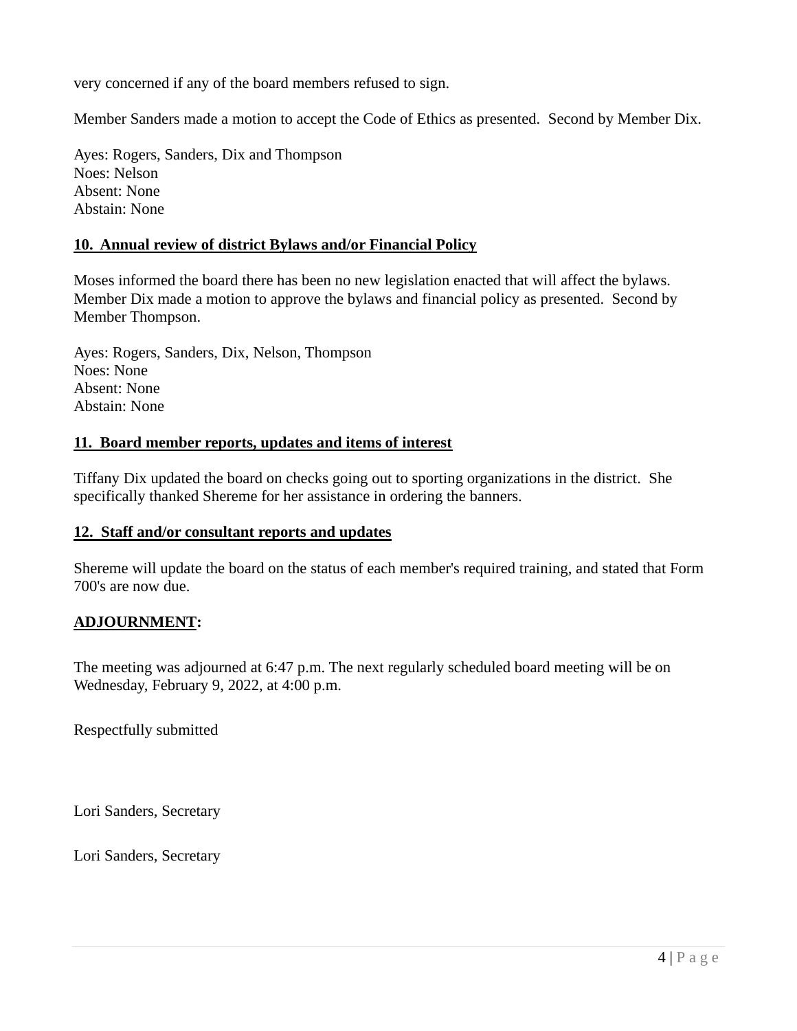very concerned if any of the board members refused to sign.

Member Sanders made a motion to accept the Code of Ethics as presented. Second by Member Dix.

Ayes: Rogers, Sanders, Dix and Thompson
Noes: Nelson
Absent: None
Abstain: None

**10. Annual review of district Bylaws and/or Financial Policy**

Moses informed the board there has been no new legislation enacted that will affect the bylaws. Member Dix made a motion to approve the bylaws and financial policy as presented. Second by Member Thompson.

Ayes: Rogers, Sanders, Dix, Nelson, Thompson
Noes: None
Absent: None
Abstain: None

**11. Board member reports, updates and items of interest**

Tiffany Dix updated the board on checks going out to sporting organizations in the district. She specifically thanked Shereme for her assistance in ordering the banners.

**12. Staff and/or consultant reports and updates**

Shereme will update the board on the status of each member's required training, and stated that Form 700's are now due.

**ADJOURNMENT:**

The meeting was adjourned at 6:47 p.m. The next regularly scheduled board meeting will be on Wednesday, February 9, 2022, at 4:00 p.m.

Respectfully submitted

Lori Sanders, Secretary

Lori Sanders, Secretary